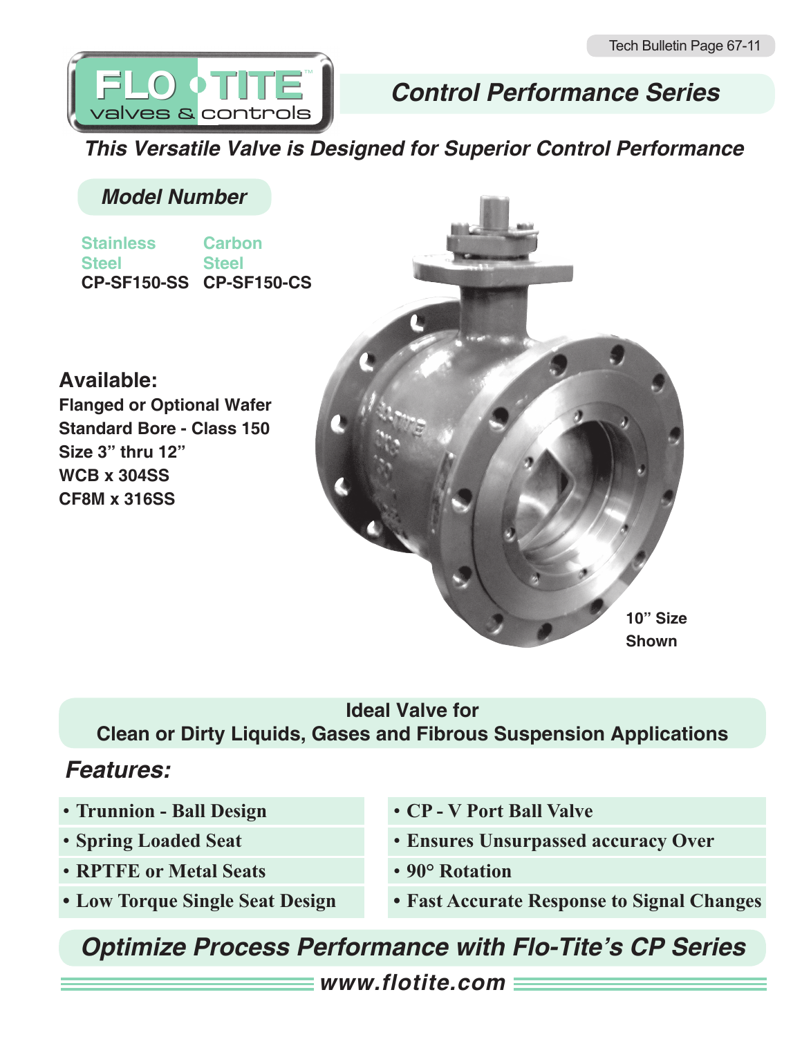# FLO-TITE valves & controls

## Control Performance Series

### *This Versatile Valve is Designed for Superior Control Performance*

### *Model Number*

| Stainless Steel | Carbon Steel |
|---|---|
| **CP-SF150-SS** | **CP-SF150-CS** |

### Available:

**Flanged or Optional Wafer**
**Standard Bore - Class 150**
**Size 3" thru 12"**
**WCB x 304SS**
**CF8M x 316SS**

**10" Size Shown**

**Ideal Valve for**
**Clean or Dirty Liquids, Gases and Fibrous Suspension Applications**

### *Features:*

- **Trunnion - Ball Design**
- **Spring Loaded Seat**
- **RPTFE or Metal Seats**
- **Low Torque Single Seat Design**
- **CP - V Port Ball Valve**
- **Ensures Unsurpassed accuracy Over**
- **90° Rotation**
- **Fast Accurate Response to Signal Changes**

## *Optimize Process Performance with Flo-Tite's CP Series*

**www.flotite.com**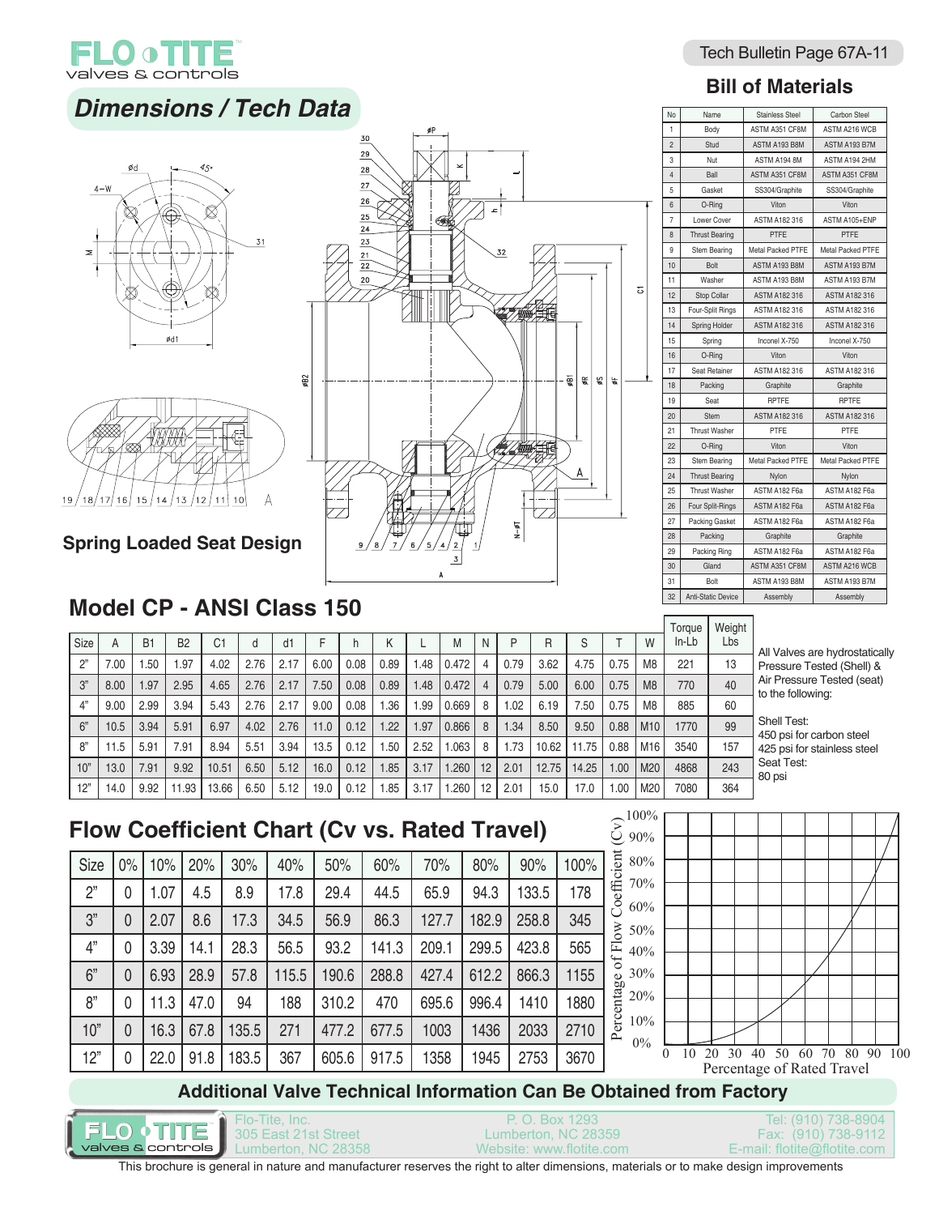# FLO TITE

valves & controls

Tech Bulletin Page 67A-11

## Dimensions / Tech Data

## Bill of Materials

| No | Name | Stainless Steel | Carbon Steel |
|---|---|---|---|
| 1 | Body | ASTM A351 CF8M | ASTM A216 WCB |
| 2 | Stud | ASTM A193 B8M | ASTM A193 B7M |
| 3 | Nut | ASTM A194 8M | ASTM A194 2HM |
| 4 | Ball | ASTM A351 CF8M | ASTM A351 CF8M |
| 5 | Gasket | SS304/Graphite | SS304/Graphite |
| 6 | O-Ring | Viton | Viton |
| 7 | Lower Cover | ASTM A182 316 | ASTM A105+ENP |
| 8 | Thrust Bearing | PTFE | PTFE |
| 9 | Stem Bearing | Metal Packed PTFE | Metal Packed PTFE |
| 10 | Bolt | ASTM A193 B8M | ASTM A193 B7M |
| 11 | Washer | ASTM A193 B8M | ASTM A193 B7M |
| 12 | Stop Collar | ASTM A182 316 | ASTM A182 316 |
| 13 | Four-Split Rings | ASTM A182 316 | ASTM A182 316 |
| 14 | Spring Holder | ASTM A182 316 | ASTM A182 316 |
| 15 | Spring | Inconel X-750 | Inconel X-750 |
| 16 | O-Ring | Viton | Viton |
| 17 | Seat Retainer | ASTM A182 316 | ASTM A182 316 |
| 18 | Packing | Graphite | Graphite |
| 19 | Seat | RPTFE | RPTFE |
| 20 | Stem | ASTM A182 316 | ASTM A182 316 |
| 21 | Thrust Washer | PTFE | PTFE |
| 22 | O-Ring | Viton | Viton |
| 23 | Stem Bearing | Metal Packed PTFE | Metal Packed PTFE |
| 24 | Thrust Bearing | Nylon | Nylon |
| 25 | Thrust Washer | ASTM A182 F6a | ASTM A182 F6a |
| 26 | Four Split-Rings | ASTM A182 F6a | ASTM A182 F6a |
| 27 | Packing Gasket | ASTM A182 F6a | ASTM A182 F6a |
| 28 | Packing | Graphite | Graphite |
| 29 | Packing Ring | ASTM A182 F6a | ASTM A182 F6a |
| 30 | Gland | ASTM A351 CF8M | ASTM A216 WCB |
| 31 | Bolt | ASTM A193 B8M | ASTM A193 B7M |
| 32 | Anti-Static Device | Assembly | Assembly |

Spring Loaded Seat Design

## Model CP - ANSI Class 150

| Size | A | B1 | B2 | C1 | d | d1 | F | h | K | L | M | N | P | R | S | T | W | Torque In-Lb | Weight Lbs |
|---|---|---|---|---|---|---|---|---|---|---|---|---|---|---|---|---|---|---|---|
| 2" | 7.00 | 1.50 | 1.97 | 4.02 | 2.76 | 2.17 | 6.00 | 0.08 | 0.89 | 1.48 | 0.472 | 4 | 0.79 | 3.62 | 4.75 | 0.75 | M8 | 221 | 13 |
| 3" | 8.00 | 1.97 | 2.95 | 4.65 | 2.76 | 2.17 | 7.50 | 0.08 | 0.89 | 1.48 | 0.472 | 4 | 0.79 | 5.00 | 6.00 | 0.75 | M8 | 770 | 40 |
| 4" | 9.00 | 2.99 | 3.94 | 5.43 | 2.76 | 2.17 | 9.00 | 0.08 | 1.36 | 1.99 | 0.669 | 8 | 1.02 | 6.19 | 7.50 | 0.75 | M8 | 885 | 60 |
| 6" | 10.5 | 3.94 | 5.91 | 6.97 | 4.02 | 2.76 | 11.0 | 0.12 | 1.22 | 1.97 | 0.866 | 8 | 1.34 | 8.50 | 9.50 | 0.88 | M10 | 1770 | 99 |
| 8" | 11.5 | 5.91 | 7.91 | 8.94 | 5.51 | 3.94 | 13.5 | 0.12 | 1.50 | 2.52 | 1.063 | 8 | 1.73 | 10.62 | 11.75 | 0.88 | M16 | 3540 | 157 |
| 10" | 13.0 | 7.91 | 9.92 | 10.51 | 6.50 | 5.12 | 16.0 | 0.12 | 1.85 | 3.17 | 1.260 | 12 | 2.01 | 12.75 | 14.25 | 1.00 | M20 | 4868 | 243 |
| 12" | 14.0 | 9.92 | 11.93 | 13.66 | 6.50 | 5.12 | 19.0 | 0.12 | 1.85 | 3.17 | 1.260 | 12 | 2.01 | 15.0 | 17.0 | 1.00 | M20 | 7080 | 364 |

All Valves are hydrostatically Pressure Tested (Shell) & Air Pressure Tested (seat) to the following:

Shell Test:
450 psi for carbon steel
425 psi for stainless steel

Seat Test:
80 psi

## Flow Coefficient Chart (Cv vs. Rated Travel)

| Size | 0% | 10% | 20% | 30% | 40% | 50% | 60% | 70% | 80% | 90% | 100% |
|---|---|---|---|---|---|---|---|---|---|---|---|
| 2" | 0 | 1.07 | 4.5 | 8.9 | 17.8 | 29.4 | 44.5 | 65.9 | 94.3 | 133.5 | 178 |
| 3" | 0 | 2.07 | 8.6 | 17.3 | 34.5 | 56.9 | 86.3 | 127.7 | 182.9 | 258.8 | 345 |
| 4" | 0 | 3.39 | 14.1 | 28.3 | 56.5 | 93.2 | 141.3 | 209.1 | 299.5 | 423.8 | 565 |
| 6" | 0 | 6.93 | 28.9 | 57.8 | 115.5 | 190.6 | 288.8 | 427.4 | 612.2 | 866.3 | 1155 |
| 8" | 0 | 11.3 | 47.0 | 94 | 188 | 310.2 | 470 | 695.6 | 996.4 | 1410 | 1880 |
| 10" | 0 | 16.3 | 67.8 | 135.5 | 271 | 477.2 | 677.5 | 1003 | 1436 | 2033 | 2710 |
| 12" | 0 | 22.0 | 91.8 | 183.5 | 367 | 605.6 | 917.5 | 1358 | 1945 | 2753 | 3670 |

Percentage of Flow Coefficient (Cv)
100%
90%
80%
70%
60%
50%
40%
30%
20%
10%
0%
0 10 20 30 40 50 60 70 80 90 100
Percentage of Rated Travel

**Additional Valve Technical Information Can Be Obtained from Factory**

Flo-Tite, Inc.
305 East 21st Street
Lumberton, NC 28358

P. O. Box 1293
Lumberton, NC 28359
Website: www.flotite.com

Tel: (910) 738-8904
Fax: (910) 738-9112
E-mail: flotite@flotite.com

This brochure is general in nature and manufacturer reserves the right to alter dimensions, materials or to make design improvements